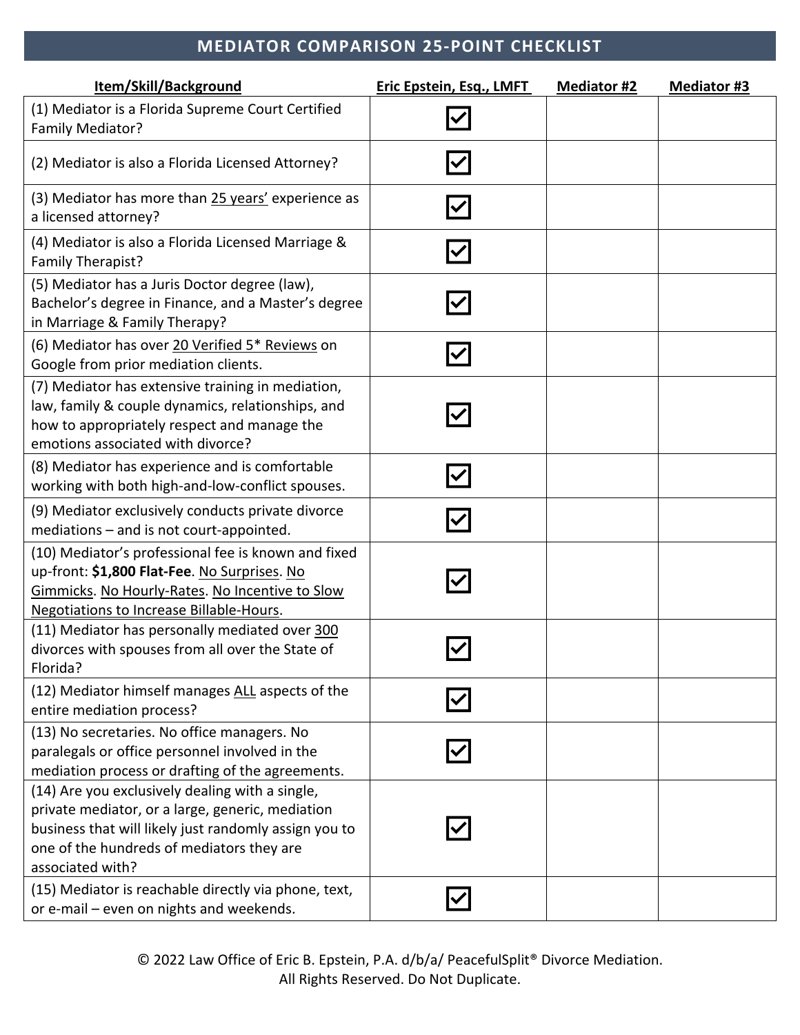# MEDIATOR COMPARISON 25-POINT CHECKLIST

| Item/Skill/Background | Eric Epstein, Esq., LMFT | Mediator #2 | Mediator #3 |
|---|---|---|---|
| (1) Mediator is a Florida Supreme Court Certified Family Mediator? | ☑ | | |
| (2) Mediator is also a Florida Licensed Attorney? | ☑ | | |
| (3) Mediator has more than 25 years' experience as a licensed attorney? | ☑ | | |
| (4) Mediator is also a Florida Licensed Marriage & Family Therapist? | ☑ | | |
| (5) Mediator has a Juris Doctor degree (law), Bachelor's degree in Finance, and a Master's degree in Marriage & Family Therapy? | ☑ | | |
| (6) Mediator has over 20 Verified 5* Reviews on Google from prior mediation clients. | ☑ | | |
| (7) Mediator has extensive training in mediation, law, family & couple dynamics, relationships, and how to appropriately respect and manage the emotions associated with divorce? | ☑ | | |
| (8) Mediator has experience and is comfortable working with both high-and-low-conflict spouses. | ☑ | | |
| (9) Mediator exclusively conducts private divorce mediations – and is not court-appointed. | ☑ | | |
| (10) Mediator's professional fee is known and fixed up-front: **$1,800 Flat-Fee**. No Surprises. No Gimmicks. No Hourly-Rates. No Incentive to Slow Negotiations to Increase Billable-Hours. | ☑ | | |
| (11) Mediator has personally mediated over 300 divorces with spouses from all over the State of Florida? | ☑ | | |
| (12) Mediator himself manages ALL aspects of the entire mediation process? | ☑ | | |
| (13) No secretaries. No office managers. No paralegals or office personnel involved in the mediation process or drafting of the agreements. | ☑ | | |
| (14) Are you exclusively dealing with a single, private mediator, or a large, generic, mediation business that will likely just randomly assign you to one of the hundreds of mediators they are associated with? | ☑ | | |
| (15) Mediator is reachable directly via phone, text, or e-mail – even on nights and weekends. | ☑ | | |

© 2022 Law Office of Eric B. Epstein, P.A. d/b/a/ PeacefulSplit® Divorce Mediation.
All Rights Reserved. Do Not Duplicate.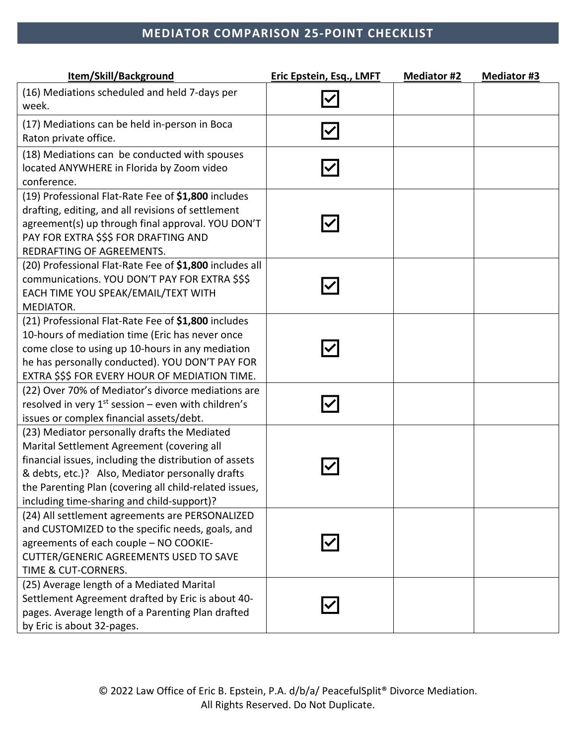## MEDIATOR COMPARISON 25-POINT CHECKLIST

| Item/Skill/Background | Eric Epstein, Esq., LMFT | Mediator #2 | Mediator #3 |
|---|---|---|---|
| (16) Mediations scheduled and held 7-days per week. | ☑ | | |
| (17) Mediations can be held in-person in Boca Raton private office. | ☑ | | |
| (18) Mediations can be conducted with spouses located ANYWHERE in Florida by Zoom video conference. | ☑ | | |
| (19) Professional Flat-Rate Fee of **$1,800** includes drafting, editing, and all revisions of settlement agreement(s) up through final approval. YOU DON'T PAY FOR EXTRA $$$ FOR DRAFTING AND REDRAFTING OF AGREEMENTS. | ☑ | | |
| (20) Professional Flat-Rate Fee of **$1,800** includes all communications. YOU DON'T PAY FOR EXTRA $$$ EACH TIME YOU SPEAK/EMAIL/TEXT WITH MEDIATOR. | ☑ | | |
| (21) Professional Flat-Rate Fee of **$1,800** includes 10-hours of mediation time (Eric has never once come close to using up 10-hours in any mediation he has personally conducted). YOU DON'T PAY FOR EXTRA $$$ FOR EVERY HOUR OF MEDIATION TIME. | ☑ | | |
| (22) Over 70% of Mediator's divorce mediations are resolved in very 1st session – even with children's issues or complex financial assets/debt. | ☑ | | |
| (23) Mediator personally drafts the Mediated Marital Settlement Agreement (covering all financial issues, including the distribution of assets & debts, etc.)? Also, Mediator personally drafts the Parenting Plan (covering all child-related issues, including time-sharing and child-support)? | ☑ | | |
| (24) All settlement agreements are PERSONALIZED and CUSTOMIZED to the specific needs, goals, and agreements of each couple – NO COOKIE-CUTTER/GENERIC AGREEMENTS USED TO SAVE TIME & CUT-CORNERS. | ☑ | | |
| (25) Average length of a Mediated Marital Settlement Agreement drafted by Eric is about 40-pages. Average length of a Parenting Plan drafted by Eric is about 32-pages. | ☑ | | |

© 2022 Law Office of Eric B. Epstein, P.A. d/b/a/ PeacefulSplit® Divorce Mediation. All Rights Reserved. Do Not Duplicate.